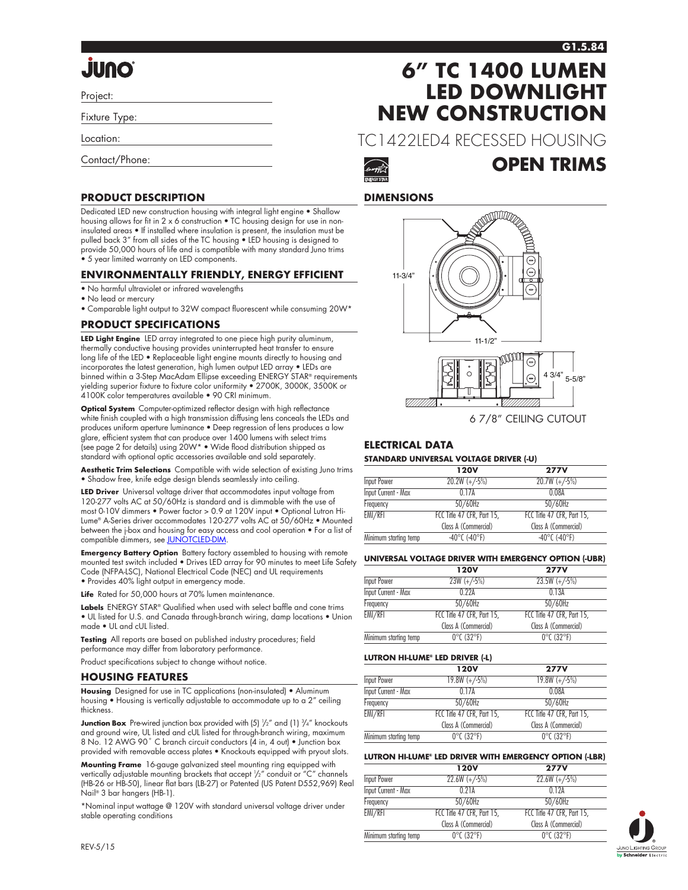# JUNO

Project:

Fixture Type:

Location:

Contact/Phone:

# 6" TC 1400 LUMEN LED DOWNLIGHT NEW CONSTRUCTION

## TC1422LED4 RECESSED HOUSING

## OPEN TRIMS

## PRODUCT DESCRIPTION

Dedicated LED new construction housing with integral light engine • Shallow housing allows for fit in 2 x 6 construction • TC housing design for use in non-insulated areas • If installed where insulation is present, the insulation must be pulled back 3" from all sides of the TC housing • LED housing is designed to provide 50,000 hours of life and is compatible with many standard Juno trims • 5 year limited warranty on LED components.

## ENVIRONMENTALLY FRIENDLY, ENERGY EFFICIENT

- No harmful ultraviolet or infrared wavelengths
- No lead or mercury
- Comparable light output to 32W compact fluorescent while consuming 20W*

## PRODUCT SPECIFICATIONS

**LED Light Engine** LED array integrated to one piece high purity aluminum, thermally conductive housing provides uninterrupted heat transfer to ensure long life of the LED • Replaceable light engine mounts directly to housing and incorporates the latest generation, high lumen output LED array • LEDs are binned within a 3-Step MacAdam Ellipse exceeding ENERGY STAR® requirements yielding superior fixture to fixture color uniformity • 2700K, 3000K, 3500K or 4100K color temperatures available • 90 CRI minimum.

**Optical System** Computer-optimized reflector design with high reflectance white finish coupled with a high transmission diffusing lens conceals the LEDs and produces uniform aperture luminance • Deep regression of lens produces a low glare, efficient system that can produce over 1400 lumens with select trims (see page 2 for details) using 20W* • Wide flood distribution shipped as standard with optional optic accessories available and sold separately.

**Aesthetic Trim Selections** Compatible with wide selection of existing Juno trims • Shadow free, knife edge design blends seamlessly into ceiling.

**LED Driver** Universal voltage driver that accommodates input voltage from 120-277 volts AC at 50/60Hz is standard and is dimmable with the use of most 0-10V dimmers • Power factor > 0.9 at 120V input • Optional Lutron Hi-Lume® A-Series driver accommodates 120-277 volts AC at 50/60Hz • Mounted between the j-box and housing for easy access and cool operation • For a list of compatible dimmers, see JUNOTCLED-DIM.

**Emergency Battery Option** Battery factory assembled to housing with remote mounted test switch included • Drives LED array for 90 minutes to meet Life Safety Code (NFPA-LSC), National Electrical Code (NEC) and UL requirements • Provides 40% light output in emergency mode.

**Life** Rated for 50,000 hours at 70% lumen maintenance.

**Labels** ENERGY STAR® Qualified when used with select baffle and cone trims • UL listed for U.S. and Canada through-branch wiring, damp locations • Union made • UL and cUL listed.

**Testing** All reports are based on published industry procedures; field performance may differ from laboratory performance.

Product specifications subject to change without notice.

## HOUSING FEATURES

**Housing** Designed for use in TC applications (non-insulated) • Aluminum housing • Housing is vertically adjustable to accommodate up to a 2" ceiling thickness.

**Junction Box** Pre-wired junction box provided with (5) 1/2" and (1) 3/4" knockouts and ground wire, UL listed and cUL listed for through-branch wiring, maximum 8 No. 12 AWG 90°C branch circuit conductors (4 in, 4 out) • Junction box provided with removable access plates • Knockouts equipped with pryout slots.

**Mounting Frame** 16-gauge galvanized steel mounting ring equipped with vertically adjustable mounting brackets that accept 1/2" conduit or "C" channels (HB-26 or HB-50), linear flat bars (LB-27) or Patented (US Patent D552,969) Real Nail® 3 bar hangers (HB-1).

*Nominal input wattage @ 120V with standard universal voltage driver under stable operating conditions

REV-5/15

## DIMENSIONS

11-3/4"

11-1/2"

4 3/4"

5-5/8"

6 7/8" CEILING CUTOUT

## ELECTRICAL DATA

### STANDARD UNIVERSAL VOLTAGE DRIVER (-U)

| | 120V | 277V |
|---|---|---|
| Input Power | 20.2W (+/-5%) | 20.7W (+/-5%) |
| Input Current - Max | 0.17A | 0.08A |
| Frequency | 50/60Hz | 50/60Hz |
| EMI/RFI | FCC Title 47 CFR, Part 15, Class A (Commercial) | FCC Title 47 CFR, Part 15, Class A (Commercial) |
| Minimum starting temp | -40°C (-40°F) | -40°C (-40°F) |

### UNIVERSAL VOLTAGE DRIVER WITH EMERGENCY OPTION (-UBR)

| | 120V | 277V |
|---|---|---|
| Input Power | 23W (+/-5%) | 23.5W (+/-5%) |
| Input Current - Max | 0.22A | 0.13A |
| Frequency | 50/60Hz | 50/60Hz |
| EMI/RFI | FCC Title 47 CFR, Part 15, Class A (Commercial) | FCC Title 47 CFR, Part 15, Class A (Commercial) |
| Minimum starting temp | 0°C (32°F) | 0°C (32°F) |

### LUTRON HI-LUME® LED DRIVER (-L)

| | 120V | 277V |
|---|---|---|
| Input Power | 19.8W (+/-5%) | 19.8W (+/-5%) |
| Input Current - Max | 0.17A | 0.08A |
| Frequency | 50/60Hz | 50/60Hz |
| EMI/RFI | FCC Title 47 CFR, Part 15, Class A (Commercial) | FCC Title 47 CFR, Part 15, Class A (Commercial) |
| Minimum starting temp | 0°C (32°F) | 0°C (32°F) |

### LUTRON HI-LUME® LED DRIVER WITH EMERGENCY OPTION (-LBR)

| | 120V | 277V |
|---|---|---|
| Input Power | 22.6W (+/-5%) | 22.6W (+/-5%) |
| Input Current - Max | 0.21A | 0.12A |
| Frequency | 50/60Hz | 50/60Hz |
| EMI/RFI | FCC Title 47 CFR, Part 15, Class A (Commercial) | FCC Title 47 CFR, Part 15, Class A (Commercial) |
| Minimum starting temp | 0°C (32°F) | 0°C (32°F) |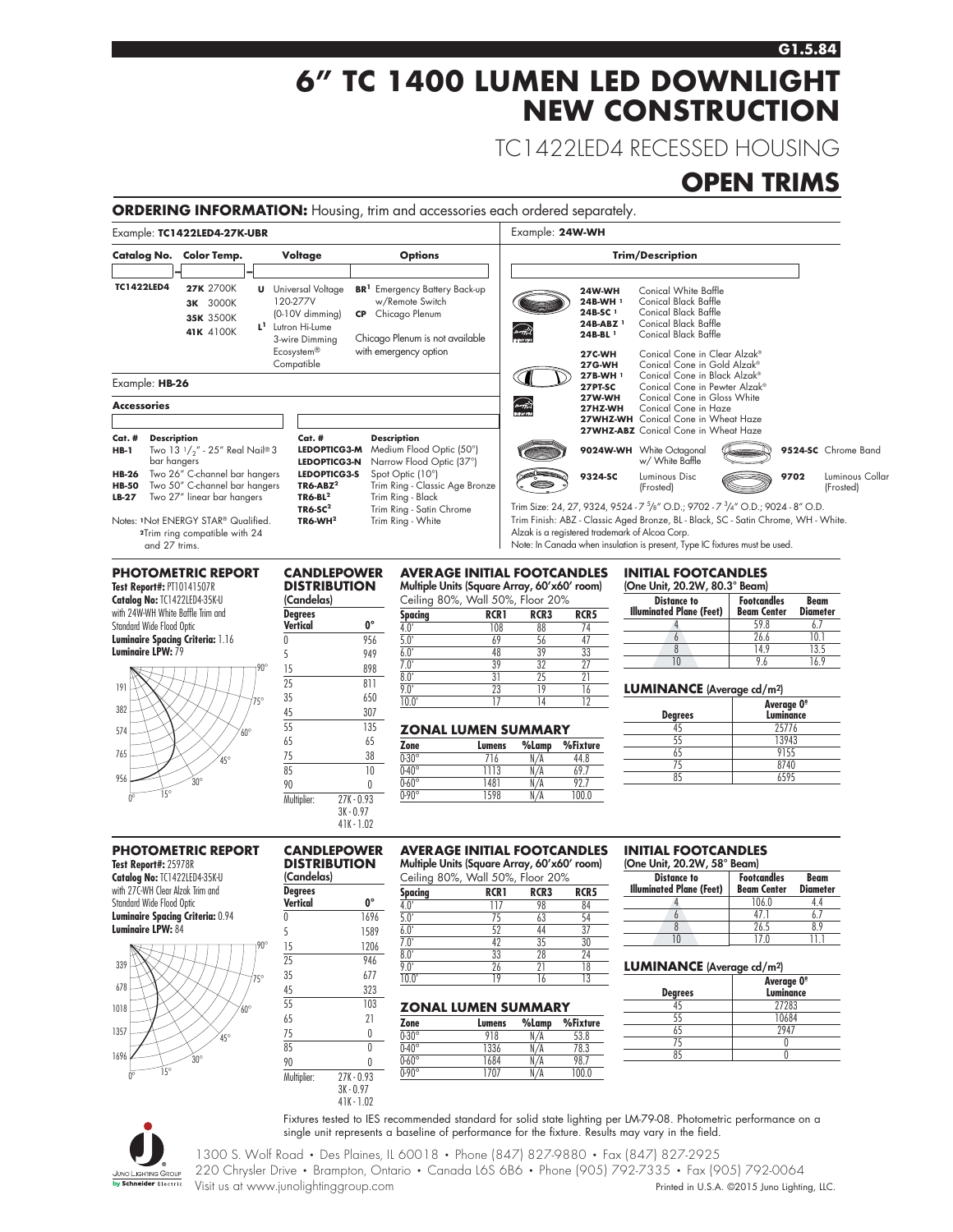# 6" TC 1400 LUMEN LED DOWNLIGHT NEW CONSTRUCTION

TC1422LED4 RECESSED HOUSING

## OPEN TRIMS

**ORDERING INFORMATION:** Housing, trim and accessories each ordered separately.

Example: **TC1422LED4-27K-UBR**

| Catalog No. | Color Temp. | Voltage | Options |
|---|---|---|---|
| **TC1422LED4** | **27K** 2700K<br>**3K** 3000K<br>**35K** 3500K<br>**41K** 4100K | **U** Universal Voltage 120-277V (0-10V dimming)<br>**L**[1] Lutron Hi-Lume 3-wire Dimming Ecosystem® Compatible | **BR**[1] Emergency Battery Back-up w/Remote Switch<br>**CP** Chicago Plenum<br>Chicago Plenum is not available with emergency option |

Example: **HB-26**

**Accessories**

| Cat. # | Description | Cat. # | Description |
|---|---|---|---|
| **HB-1** | Two 13 1/2" - 25" Real Nail® 3 bar hangers | **LEDOPTICG3-M** | Medium Flood Optic (50°) |
| | | **LEDOPTICG3-N** | Narrow Flood Optic (37°) |
| **HB-26** | Two 26" C-channel bar hangers | **LEDOPTICG3-S** | Spot Optic (10°) |
| **HB-50** | Two 50" C-channel bar hangers | **TR6-ABZ**[2] | Trim Ring - Classic Age Bronze |
| **LB-27** | Two 27" linear bar hangers | **TR6-BL**[2] | Trim Ring - Black |
| | | **TR6-SC**[2] | Trim Ring - Satin Chrome |
| | | **TR6-WH**[2] | Trim Ring - White |

Notes: [1]Not ENERGY STAR® Qualified.
[2]Trim ring compatible with 24 and 27 trims.

Example: **24W-WH**

**Trim/Description**

| Trim | Description |
|---|---|
| **24W-WH** | Conical White Baffle |
| **24B-WH** [1] | Conical Black Baffle |
| **24B-SC** [1] | Conical Black Baffle |
| **24B-ABZ** [1] | Conical Black Baffle |
| **24B-BL** [1] | Conical Black Baffle |
| **27C-WH** | Conical Cone in Clear Alzak® |
| **27G-WH** | Conical Cone in Gold Alzak® |
| **27B-WH** [1] | Conical Cone in Black Alzak® |
| **27PT-SC** | Conical Cone in Pewter Alzak® |
| **27W-WH** | Conical Cone in Gloss White |
| **27HZ-WH** | Conical Cone in Haze |
| **27WHZ-WH** | Conical Cone in Wheat Haze |
| **27WHZ-ABZ** | Conical Cone in Wheat Haze |
| **9024W-WH** | White Octagonal w/ White Baffle |
| **9524-SC** | Chrome Band |
| **9324-SC** | Luminous Disc (Frosted) |
| **9702** | Luminous Collar (Frosted) |

Trim Size: 24, 27, 9324, 9524 - 7 5/8" O.D.; 9702 - 7 3/4" O.D.; 9024 - 8" O.D.

Trim Finish: ABZ - Classic Aged Bronze, BL - Black, SC - Satin Chrome, WH - White.

Alzak is a registered trademark of Alcoa Corp.

Note: In Canada when insulation is present, Type IC fixtures must be used.

### PHOTOMETRIC REPORT

**Test Report#:** PT10141507R
**Catalog No:** TC1422LED4-35K-U with 24W-WH White Baffle Trim and Standard Wide Flood Optic
**Luminaire Spacing Criteria:** 1.16
**Luminaire LPW:** 79

191
382
574
765
956
0° 15° 30° 45° 60° 75° 90°

### CANDLEPOWER DISTRIBUTION

(Candelas)

| Degrees Vertical | 0° |
|---|---|
| 0 | 956 |
| 5 | 949 |
| 15 | 898 |
| 25 | 811 |
| 35 | 650 |
| 45 | 307 |
| 55 | 135 |
| 65 | 65 |
| 75 | 38 |
| 85 | 10 |
| 90 | 0 |
| Multiplier: | 27K - 0.93<br>3K - 0.97<br>41K - 1.02 |

### AVERAGE INITIAL FOOTCANDLES

Multiple Units (Square Array, 60'x60' room)
Ceiling 80%, Wall 50%, Floor 20%

| Spacing | RCR1 | RCR3 | RCR5 |
|---|---|---|---|
| 4.0' | 108 | 88 | 74 |
| 5.0' | 69 | 56 | 47 |
| 6.0' | 48 | 39 | 33 |
| 7.0' | 39 | 32 | 27 |
| 8.0' | 31 | 25 | 21 |
| 9.0' | 23 | 19 | 16 |
| 10.0' | 17 | 14 | 12 |

### ZONAL LUMEN SUMMARY

| Zone | Lumens | %Lamp | %Fixture |
|---|---|---|---|
| 0-30° | 716 | N/A | 44.8 |
| 0-40° | 1113 | N/A | 69.7 |
| 0-60° | 1481 | N/A | 92.7 |
| 0-90° | 1598 | N/A | 100.0 |

### INITIAL FOOTCANDLES

(One Unit, 20.2W, 80.3° Beam)

| Distance to Illuminated Plane (Feet) | Footcandles Beam Center | Beam Diameter |
|---|---|---|
| 4 | 59.8 | 6.7 |
| 6 | 26.6 | 10.1 |
| 8 | 14.9 | 13.5 |
| 10 | 9.6 | 16.9 |

### LUMINANCE (Average cd/m²)

| Degrees | Average 0° Luminance |
|---|---|
| 45 | 25776 |
| 55 | 13943 |
| 65 | 9155 |
| 75 | 8740 |
| 85 | 6595 |

### PHOTOMETRIC REPORT

**Test Report#:** 25978R
**Catalog No:** TC1422LED4-35K-U with 27C-WH Clear Alzak Trim and Standard Wide Flood Optic
**Luminaire Spacing Criteria:** 0.94
**Luminaire LPW:** 84

339
678
1018
1357
1696
0° 15° 30° 45° 60° 75° 90°

### CANDLEPOWER DISTRIBUTION

(Candelas)

| Degrees Vertical | 0° |
|---|---|
| 0 | 1696 |
| 5 | 1589 |
| 15 | 1206 |
| 25 | 946 |
| 35 | 677 |
| 45 | 323 |
| 55 | 103 |
| 65 | 21 |
| 75 | 0 |
| 85 | 0 |
| 90 | 0 |
| Multiplier: | 27K - 0.93<br>3K - 0.97<br>41K - 1.02 |

### AVERAGE INITIAL FOOTCANDLES

Multiple Units (Square Array, 60'x60' room)
Ceiling 80%, Wall 50%, Floor 20%

| Spacing | RCR1 | RCR3 | RCR5 |
|---|---|---|---|
| 4.0' | 117 | 98 | 84 |
| 5.0' | 75 | 63 | 54 |
| 6.0' | 52 | 44 | 37 |
| 7.0' | 42 | 35 | 30 |
| 8.0' | 33 | 28 | 24 |
| 9.0' | 26 | 21 | 18 |
| 10.0' | 19 | 16 | 13 |

### ZONAL LUMEN SUMMARY

| Zone | Lumens | %Lamp | %Fixture |
|---|---|---|---|
| 0-30° | 918 | N/A | 53.8 |
| 0-40° | 1336 | N/A | 78.3 |
| 0-60° | 1684 | N/A | 98.7 |
| 0-90° | 1707 | N/A | 100.0 |

### INITIAL FOOTCANDLES

(One Unit, 20.2W, 58° Beam)

| Distance to Illuminated Plane (Feet) | Footcandles Beam Center | Beam Diameter |
|---|---|---|
| 4 | 106.0 | 4.4 |
| 6 | 47.1 | 6.7 |
| 8 | 26.5 | 8.9 |
| 10 | 17.0 | 11.1 |

### LUMINANCE (Average cd/m²)

| Degrees | Average 0° Luminance |
|---|---|
| 45 | 27283 |
| 55 | 10684 |
| 65 | 2947 |
| 75 | 0 |
| 85 | 0 |

Fixtures tested to IES recommended standard for solid state lighting per LM-79-08. Photometric performance on a single unit represents a baseline of performance for the fixture. Results may vary in the field.

1300 S. Wolf Road • Des Plaines, IL 60018 • Phone (847) 827-9880 • Fax (847) 827-2925
220 Chrysler Drive • Brampton, Ontario • Canada L6S 6B6 • Phone (905) 792-7335 • Fax (905) 792-0064
Visit us at www.junolightinggroup.com

Printed in U.S.A. ©2015 Juno Lighting, LLC.